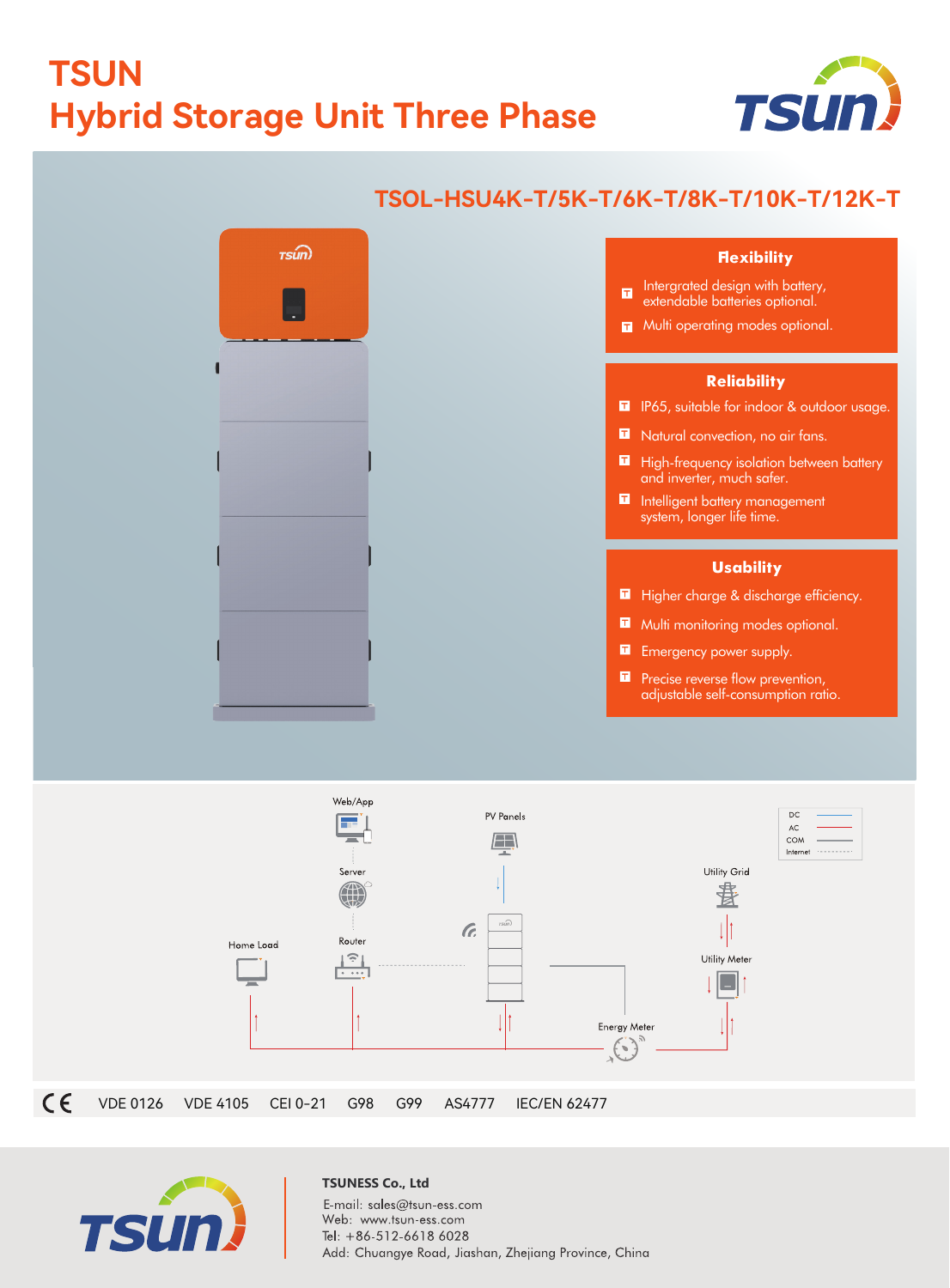# TSUN
# Hybrid Storage Unit Three Phase

## TSOL-HSU4K-T/5K-T/6K-T/8K-T/10K-T/12K-T

### Flexibility

- Intergrated design with battery, extendable batteries optional.
- Multi operating modes optional.

### Reliability

- IP65, suitable for indoor & outdoor usage.
- Natural convection, no air fans.
- High-frequency isolation between battery and inverter, much safer.
- Intelligent battery management system, longer life time.

### Usability

- Higher charge & discharge efficiency.
- Multi monitoring modes optional.
- Emergency power supply.
- Precise reverse flow prevention, adjustable self-consumption ratio.

Web/App
Server
Router
Home Load
PV Panels
Utility Grid
Utility Meter
Energy Meter

DC
AC
COM
Internet

CE VDE 0126 VDE 4105 CEI 0-21 G98 G99 AS4777 IEC/EN 62477

**TSUNESS Co., Ltd**

E-mail: sales@tsun-ess.com
Web: www.tsun-ess.com
Tel: +86-512-6618 6028
Add: Chuangye Road, Jiashan, Zhejiang Province, China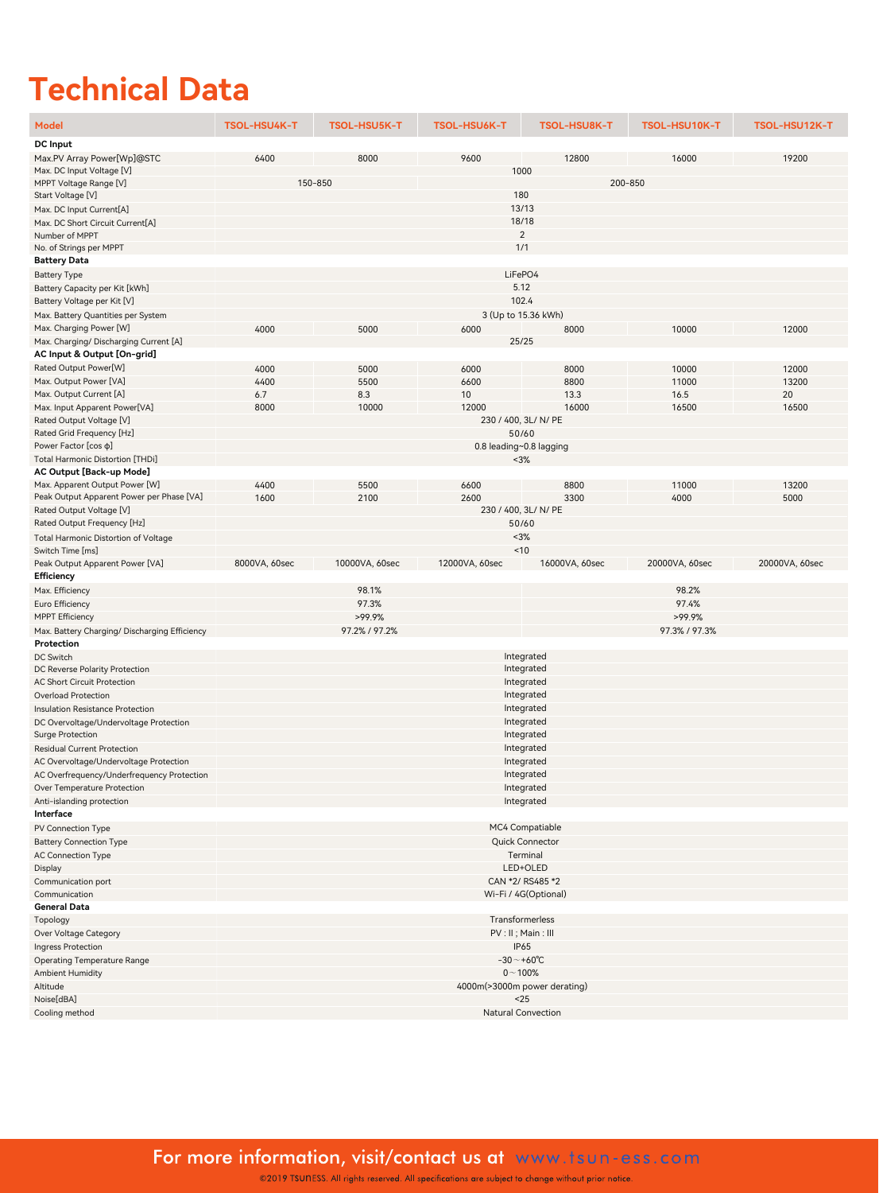# Technical Data

| Model | TSOL-HSU4K-T | TSOL-HSU5K-T | TSOL-HSU6K-T | TSOL-HSU8K-T | TSOL-HSU10K-T | TSOL-HSU12K-T |
|---|---|---|---|---|---|---|
| **DC Input** | | | | | | |
| Max.PV Array Power[Wp]@STC | 6400 | 8000 | 9600 | 12800 | 16000 | 19200 |
| Max. DC Input Voltage [V] | 1000 | | | | | |
| MPPT Voltage Range [V] | 150-850 | | 200-850 | | | |
| Start Voltage [V] | 180 | | | | | |
| Max. DC Input Current[A] | 13/13 | | | | | |
| Max. DC Short Circuit Current[A] | 18/18 | | | | | |
| Number of MPPT | 2 | | | | | |
| No. of Strings per MPPT | 1/1 | | | | | |
| **Battery Data** | | | | | | |
| Battery Type | LiFePO4 | | | | | |
| Battery Capacity per Kit [kWh] | 5.12 | | | | | |
| Battery Voltage per Kit [V] | 102.4 | | | | | |
| Max. Battery Quantities per System | 3 (Up to 15.36 kWh) | | | | | |
| Max. Charging Power [W] | 4000 | 5000 | 6000 | 8000 | 10000 | 12000 |
| Max. Charging/ Discharging Current [A] | 25/25 | | | | | |
| **AC Input & Output [On-grid]** | | | | | | |
| Rated Output Power[W] | 4000 | 5000 | 6000 | 8000 | 10000 | 12000 |
| Max. Output Power [VA] | 4400 | 5500 | 6600 | 8800 | 11000 | 13200 |
| Max. Output Current [A] | 6.7 | 8.3 | 10 | 13.3 | 16.5 | 20 |
| Max. Input Apparent Power[VA] | 8000 | 10000 | 12000 | 16000 | 16500 | 16500 |
| Rated Output Voltage [V] | 230 / 400, 3L/ N/ PE | | | | | |
| Rated Grid Frequency [Hz] | 50/60 | | | | | |
| Power Factor [cos ϕ] | 0.8 leading~0.8 lagging | | | | | |
| Total Harmonic Distortion [THDi] | <3% | | | | | |
| **AC Output [Back-up Mode]** | | | | | | |
| Max. Apparent Output Power [W] | 4400 | 5500 | 6600 | 8800 | 11000 | 13200 |
| Peak Output Apparent Power per Phase [VA] | 1600 | 2100 | 2600 | 3300 | 4000 | 5000 |
| Rated Output Voltage [V] | 230 / 400, 3L/ N/ PE | | | | | |
| Rated Output Frequency [Hz] | 50/60 | | | | | |
| Total Harmonic Distortion of Voltage | <3% | | | | | |
| Switch Time [ms] | <10 | | | | | |
| Peak Output Apparent Power [VA] | 8000VA, 60sec | 10000VA, 60sec | 12000VA, 60sec | 16000VA, 60sec | 20000VA, 60sec | 20000VA, 60sec |
| **Efficiency** | | | | | | |
| Max. Efficiency | 98.1% | | | 98.2% | | |
| Euro Efficiency | 97.3% | | | 97.4% | | |
| MPPT Efficiency | >99.9% | | | >99.9% | | |
| Max. Battery Charging/ Discharging Efficiency | 97.2% / 97.2% | | | 97.3% / 97.3% | | |
| **Protection** | | | | | | |
| DC Switch | Integrated | | | | | |
| DC Reverse Polarity Protection | Integrated | | | | | |
| AC Short Circuit Protection | Integrated | | | | | |
| Overload Protection | Integrated | | | | | |
| Insulation Resistance Protection | Integrated | | | | | |
| DC Overvoltage/Undervoltage Protection | Integrated | | | | | |
| Surge Protection | Integrated | | | | | |
| Residual Current Protection | Integrated | | | | | |
| AC Overvoltage/Undervoltage Protection | Integrated | | | | | |
| AC Overfrequency/Underfrequency Protection | Integrated | | | | | |
| Over Temperature Protection | Integrated | | | | | |
| Anti-islanding protection | Integrated | | | | | |
| **Interface** | | | | | | |
| PV Connection Type | MC4 Compatiable | | | | | |
| Battery Connection Type | Quick Connector | | | | | |
| AC Connection Type | Terminal | | | | | |
| Display | LED+OLED | | | | | |
| Communication port | CAN *2/ RS485 *2 | | | | | |
| Communication | Wi-Fi / 4G(Optional) | | | | | |
| **General Data** | | | | | | |
| Topology | Transformerless | | | | | |
| Over Voltage Category | PV : II ; Main : III | | | | | |
| Ingress Protection | IP65 | | | | | |
| Operating Temperature Range | -30～+60℃ | | | | | |
| Ambient Humidity | 0～100% | | | | | |
| Altitude | 4000m(>3000m power derating) | | | | | |
| Noise[dBA] | <25 | | | | | |
| Cooling method | Natural Convection | | | | | |

For more information, visit/contact us at www.tsun-ess.com

©2019 TSUNESS. All rights reserved. All specifications are subject to change without prior notice.